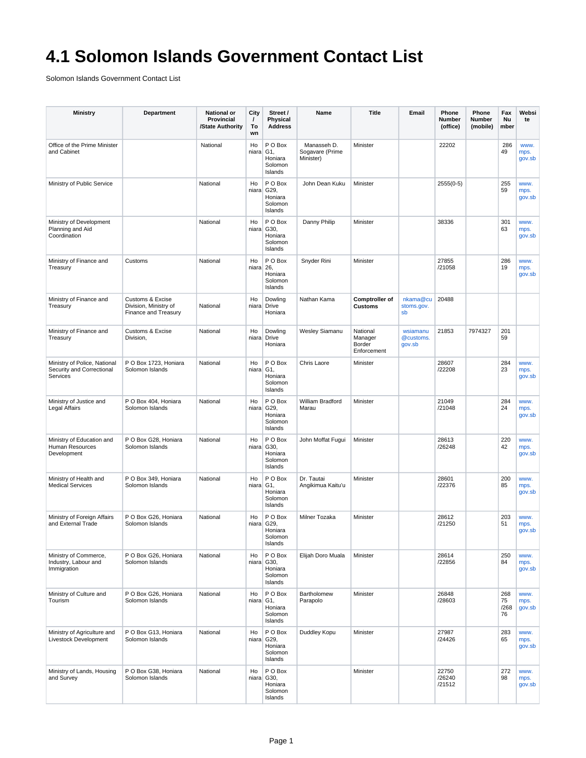# 4.1 Solomon Islands Government Contact List

Solomon Islands Government Contact List

| Ministry | Department | National or Provincial /State Authority | City / Town | Street / Physical Address | Name | Title | Email | Phone Number (office) | Phone Number (mobile) | Fax Number | Website |
|---|---|---|---|---|---|---|---|---|---|---|---|
| Office of the Prime Minister and Cabinet | | National | Honiara | P O Box G1, Honiara Solomon Islands | Manasseh D. Sogavare (Prime Minister) | Minister | | 22202 | | 28649 | www.mps.gov.sb |
| Ministry of Public Service | | National | Honiara | P O Box G29, Honiara Solomon Islands | John Dean Kuku | Minister | | 2555(0-5) | | 25559 | www.mps.gov.sb |
| Ministry of Development Planning and Aid Coordination | | National | Honiara | P O Box G30, Honiara Solomon Islands | Danny Philip | Minister | | 38336 | | 30163 | www.mps.gov.sb |
| Ministry of Finance and Treasury | Customs | National | Honiara | P O Box 26, Honiara Solomon Islands | Snyder Rini | Minister | | 27855 /21058 | | 28619 | www.mps.gov.sb |
| Ministry of Finance and Treasury | Customs & Excise Division, Ministry of Finance and Treasury | National | Honiara | Dowling Drive Honiara | Nathan Kama | **Comptroller of Customs** | nkama@customs.gov.sb | 20488 | | | |
| Ministry of Finance and Treasury | Customs & Excise Division, | National | Honiara | Dowling Drive Honiara | Wesley Siamanu | National Manager Border Enforcement | wsiamanu@customs.gov.sb | 21853 | 7974327 | 20159 | |
| Ministry of Police, National Security and Correctional Services | P O Box 1723, Honiara Solomon Islands | National | Honiara | P O Box G1, Honiara Solomon Islands | Chris Laore | Minister | | 28607 /22208 | | 28423 | www.mps.gov.sb |
| Ministry of Justice and Legal Affairs | P O Box 404, Honiara Solomon Islands | National | Honiara | P O Box G29, Honiara Solomon Islands | William Bradford Marau | Minister | | 21049 /21048 | | 28424 | www.mps.gov.sb |
| Ministry of Education and Human Resources Development | P O Box G28, Honiara Solomon Islands | National | Honiara | P O Box G30, Honiara Solomon Islands | John Moffat Fugui | Minister | | 28613 /26248 | | 22042 | www.mps.gov.sb |
| Ministry of Health and Medical Services | P O Box 349, Honiara Solomon Islands | National | Honiara | P O Box G1, Honiara Solomon Islands | Dr. Tautai Angikimua Kaitu'u | Minister | | 28601 /22376 | | 20085 | www.mps.gov.sb |
| Ministry of Foreign Affairs and External Trade | P O Box G26, Honiara Solomon Islands | National | Honiara | P O Box G29, Honiara Solomon Islands | Milner Tozaka | Minister | | 28612 /21250 | | 20351 | www.mps.gov.sb |
| Ministry of Commerce, Industry, Labour and Immigration | P O Box G26, Honiara Solomon Islands | National | Honiara | P O Box G30, Honiara Solomon Islands | Elijah Doro Muala | Minister | | 28614 /22856 | | 25084 | www.mps.gov.sb |
| Ministry of Culture and Tourism | P O Box G26, Honiara Solomon Islands | National | Honiara | P O Box G1, Honiara Solomon Islands | Bartholomew Parapolo | Minister | | 26848 /28603 | | 26875 /26876 | www.mps.gov.sb |
| Ministry of Agriculture and Livestock Development | P O Box G13, Honiara Solomon Islands | National | Honiara | P O Box G29, Honiara Solomon Islands | Duddley Kopu | Minister | | 27987 /24426 | | 28365 | www.mps.gov.sb |
| Ministry of Lands, Housing and Survey | P O Box G38, Honiara Solomon Islands | National | Honiara | P O Box G30, Honiara Solomon Islands | | Minister | | 22750 /26240 /21512 | | 27298 | www.mps.gov.sb |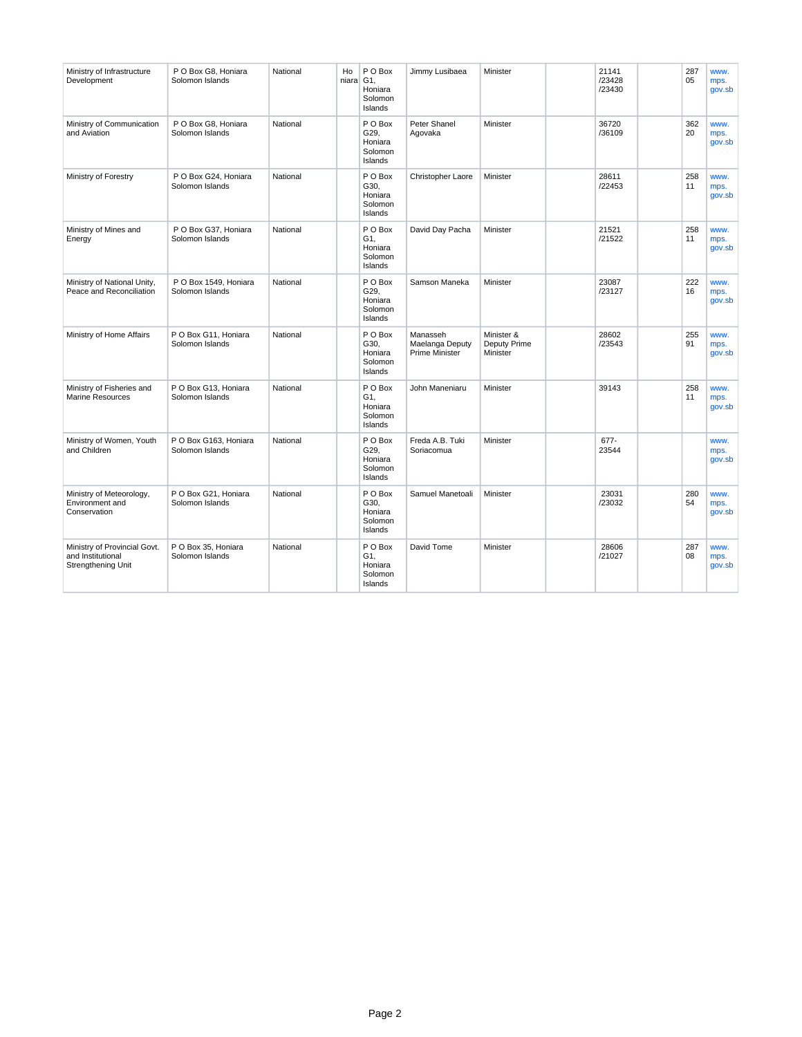| | | | | | | | | | | | | |
|---|---|---|---|---|---|---|---|---|---|---|---|---|
| Ministry of Infrastructure Development | P O Box G8, Honiara Solomon Islands | National | Honiara | P O Box G1, Honiara Solomon Islands | Jimmy Lusibaea | Minister | | 21141 /23428 /23430 | | 28705 | www.mps.gov.sb |
| Ministry of Communication and Aviation | P O Box G8, Honiara Solomon Islands | National | | P O Box G29, Honiara Solomon Islands | Peter Shanel Agovaka | Minister | | 36720 /36109 | | 36220 | www.mps.gov.sb |
| Ministry of Forestry | P O Box G24, Honiara Solomon Islands | National | | P O Box G30, Honiara Solomon Islands | Christopher Laore | Minister | | 28611 /22453 | | 25811 | www.mps.gov.sb |
| Ministry of Mines and Energy | P O Box G37, Honiara Solomon Islands | National | | P O Box G1, Honiara Solomon Islands | David Day Pacha | Minister | | 21521 /21522 | | 25811 | www.mps.gov.sb |
| Ministry of National Unity, Peace and Reconciliation | P O Box 1549, Honiara Solomon Islands | National | | P O Box G29, Honiara Solomon Islands | Samson Maneka | Minister | | 23087 /23127 | | 22216 | www.mps.gov.sb |
| Ministry of Home Affairs | P O Box G11, Honiara Solomon Islands | National | | P O Box G30, Honiara Solomon Islands | Manasseh Maelanga Deputy Prime Minister | Minister & Deputy Prime Minister | | 28602 /23543 | | 25591 | www.mps.gov.sb |
| Ministry of Fisheries and Marine Resources | P O Box G13, Honiara Solomon Islands | National | | P O Box G1, Honiara Solomon Islands | John Maneniaru | Minister | | 39143 | | 25811 | www.mps.gov.sb |
| Ministry of Women, Youth and Children | P O Box G163, Honiara Solomon Islands | National | | P O Box G29, Honiara Solomon Islands | Freda A.B. Tuki Soriacomua | Minister | | 677-23544 | | | www.mps.gov.sb |
| Ministry of Meteorology, Environment and Conservation | P O Box G21, Honiara Solomon Islands | National | | P O Box G30, Honiara Solomon Islands | Samuel Manetoali | Minister | | 23031 /23032 | | 28054 | www.mps.gov.sb |
| Ministry of Provincial Govt. and Institutional Strengthening Unit | P O Box 35, Honiara Solomon Islands | National | | P O Box G1, Honiara Solomon Islands | David Tome | Minister | | 28606 /21027 | | 28708 | www.mps.gov.sb |